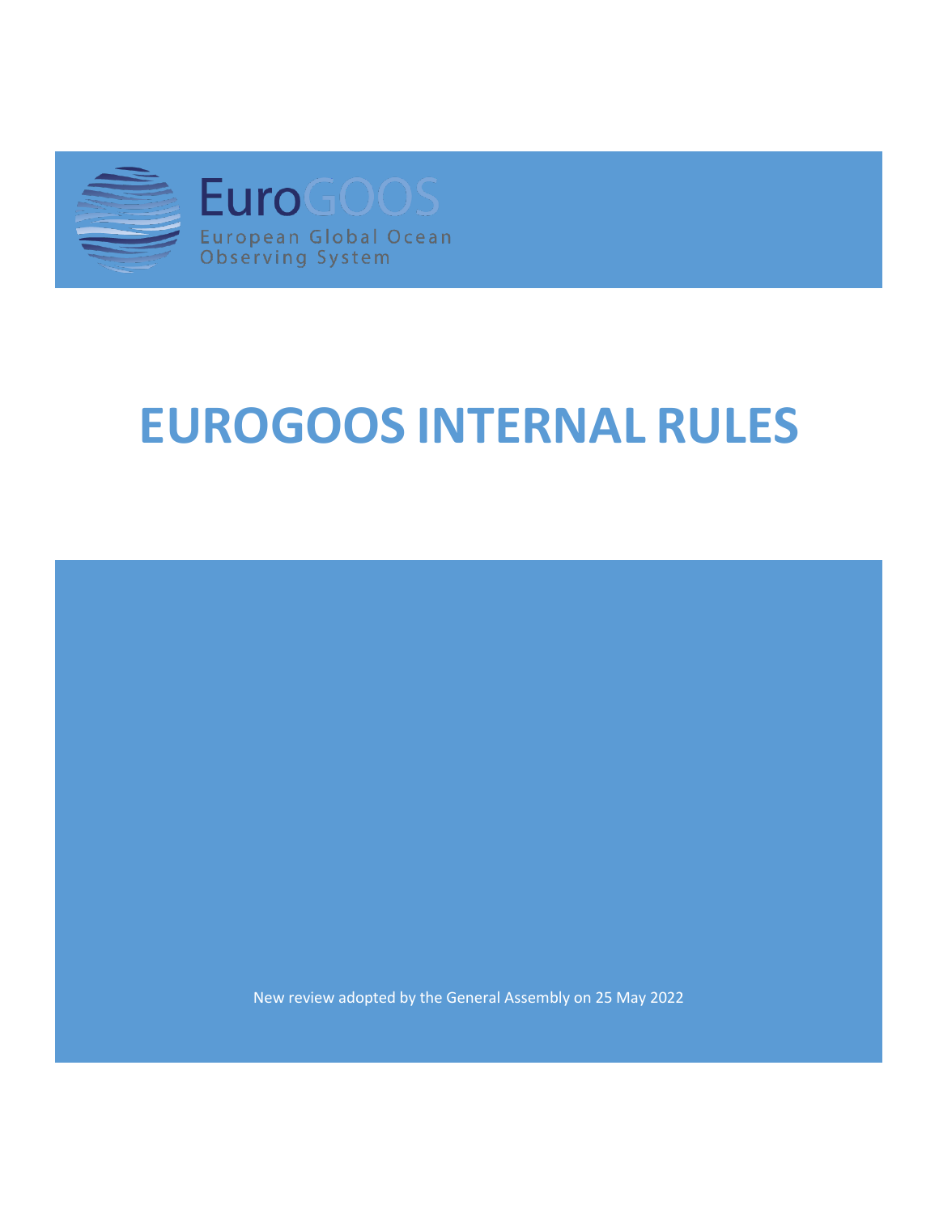EuroGOOS

European Global Ocean Observing System

# EUROGOOS INTERNAL RULES

New review adopted by the General Assembly on 25 May 2022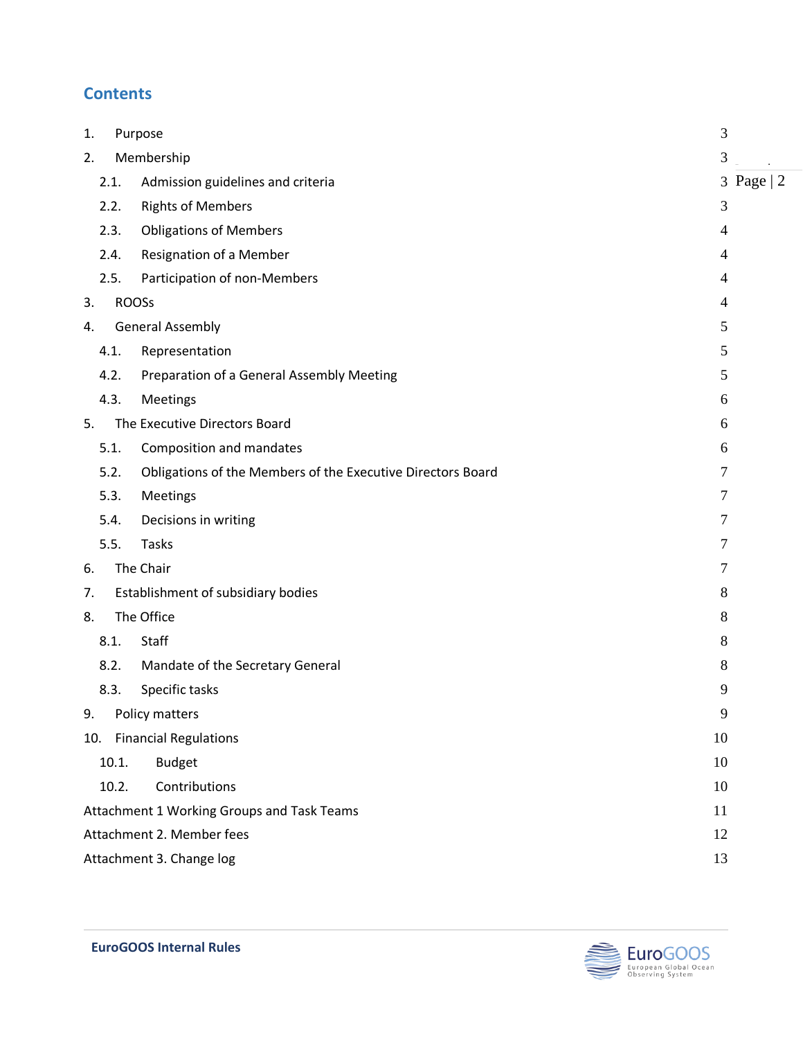## Contents

1. Purpose 3
2. Membership 3
   - 2.1. Admission guidelines and criteria 3
   - 2.2. Rights of Members 3
   - 2.3. Obligations of Members 4
   - 2.4. Resignation of a Member 4
   - 2.5. Participation of non-Members 4
3. ROOSs 4
4. General Assembly 5
   - 4.1. Representation 5
   - 4.2. Preparation of a General Assembly Meeting 5
   - 4.3. Meetings 6
5. The Executive Directors Board 6
   - 5.1. Composition and mandates 6
   - 5.2. Obligations of the Members of the Executive Directors Board 7
   - 5.3. Meetings 7
   - 5.4. Decisions in writing 7
   - 5.5. Tasks 7
6. The Chair 7
7. Establishment of subsidiary bodies 8
8. The Office 8
   - 8.1. Staff 8
   - 8.2. Mandate of the Secretary General 8
   - 8.3. Specific tasks 9
9. Policy matters 9
10. Financial Regulations 10
    - 10.1. Budget 10
    - 10.2. Contributions 10

Attachment 1 Working Groups and Task Teams 11

Attachment 2. Member fees 12

Attachment 3. Change log 13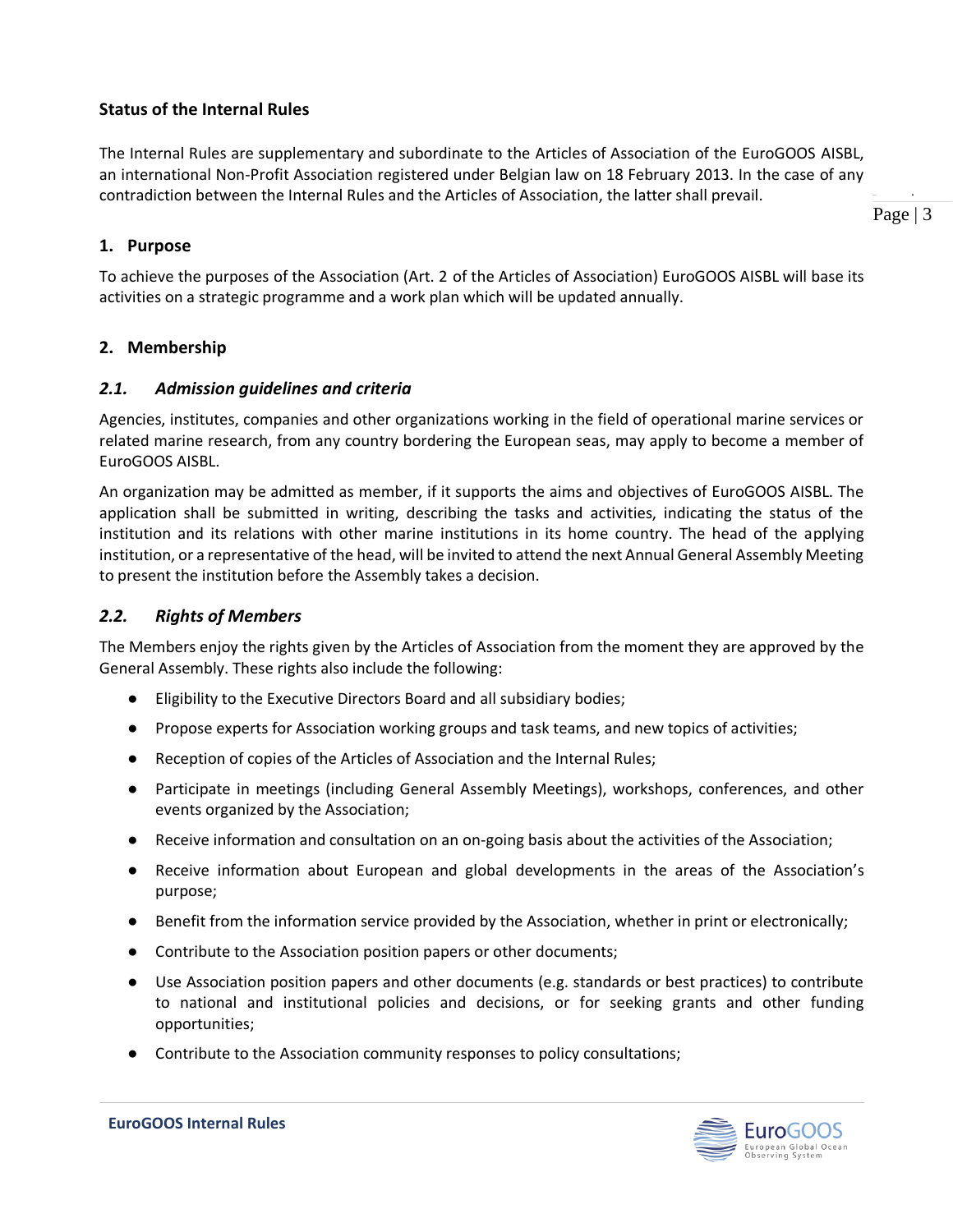## Status of the Internal Rules

The Internal Rules are supplementary and subordinate to the Articles of Association of the EuroGOOS AISBL, an international Non-Profit Association registered under Belgian law on 18 February 2013. In the case of any contradiction between the Internal Rules and the Articles of Association, the latter shall prevail.

## 1. Purpose

To achieve the purposes of the Association (Art. 2 of the Articles of Association) EuroGOOS AISBL will base its activities on a strategic programme and a work plan which will be updated annually.

## 2. Membership

### *2.1. Admission guidelines and criteria*

Agencies, institutes, companies and other organizations working in the field of operational marine services or related marine research, from any country bordering the European seas, may apply to become a member of EuroGOOS AISBL.

An organization may be admitted as member, if it supports the aims and objectives of EuroGOOS AISBL. The application shall be submitted in writing, describing the tasks and activities, indicating the status of the institution and its relations with other marine institutions in its home country. The head of the applying institution, or a representative of the head, will be invited to attend the next Annual General Assembly Meeting to present the institution before the Assembly takes a decision.

### *2.2. Rights of Members*

The Members enjoy the rights given by the Articles of Association from the moment they are approved by the General Assembly. These rights also include the following:

- Eligibility to the Executive Directors Board and all subsidiary bodies;
- Propose experts for Association working groups and task teams, and new topics of activities;
- Reception of copies of the Articles of Association and the Internal Rules;
- Participate in meetings (including General Assembly Meetings), workshops, conferences, and other events organized by the Association;
- Receive information and consultation on an on-going basis about the activities of the Association;
- Receive information about European and global developments in the areas of the Association's purpose;
- Benefit from the information service provided by the Association, whether in print or electronically;
- Contribute to the Association position papers or other documents;
- Use Association position papers and other documents (e.g. standards or best practices) to contribute to national and institutional policies and decisions, or for seeking grants and other funding opportunities;
- Contribute to the Association community responses to policy consultations;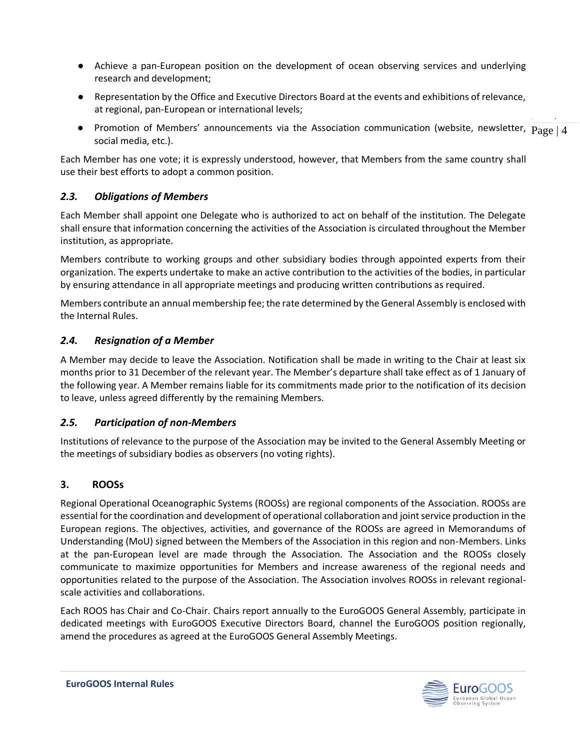- Achieve a pan-European position on the development of ocean observing services and underlying research and development;
- Representation by the Office and Executive Directors Board at the events and exhibitions of relevance, at regional, pan-European or international levels;
- Promotion of Members' announcements via the Association communication (website, newsletter, social media, etc.).

Each Member has one vote; it is expressly understood, however, that Members from the same country shall use their best efforts to adopt a common position.

### *2.3. Obligations of Members*

Each Member shall appoint one Delegate who is authorized to act on behalf of the institution. The Delegate shall ensure that information concerning the activities of the Association is circulated throughout the Member institution, as appropriate.

Members contribute to working groups and other subsidiary bodies through appointed experts from their organization. The experts undertake to make an active contribution to the activities of the bodies, in particular by ensuring attendance in all appropriate meetings and producing written contributions as required.

Members contribute an annual membership fee; the rate determined by the General Assembly is enclosed with the Internal Rules.

### *2.4. Resignation of a Member*

A Member may decide to leave the Association. Notification shall be made in writing to the Chair at least six months prior to 31 December of the relevant year. The Member's departure shall take effect as of 1 January of the following year. A Member remains liable for its commitments made prior to the notification of its decision to leave, unless agreed differently by the remaining Members.

### *2.5. Participation of non-Members*

Institutions of relevance to the purpose of the Association may be invited to the General Assembly Meeting or the meetings of subsidiary bodies as observers (no voting rights).

## 3. ROOSs

Regional Operational Oceanographic Systems (ROOSs) are regional components of the Association. ROOSs are essential for the coordination and development of operational collaboration and joint service production in the European regions. The objectives, activities, and governance of the ROOSs are agreed in Memorandums of Understanding (MoU) signed between the Members of the Association in this region and non-Members. Links at the pan-European level are made through the Association. The Association and the ROOSs closely communicate to maximize opportunities for Members and increase awareness of the regional needs and opportunities related to the purpose of the Association. The Association involves ROOSs in relevant regional-scale activities and collaborations.

Each ROOS has Chair and Co-Chair. Chairs report annually to the EuroGOOS General Assembly, participate in dedicated meetings with EuroGOOS Executive Directors Board, channel the EuroGOOS position regionally, amend the procedures as agreed at the EuroGOOS General Assembly Meetings.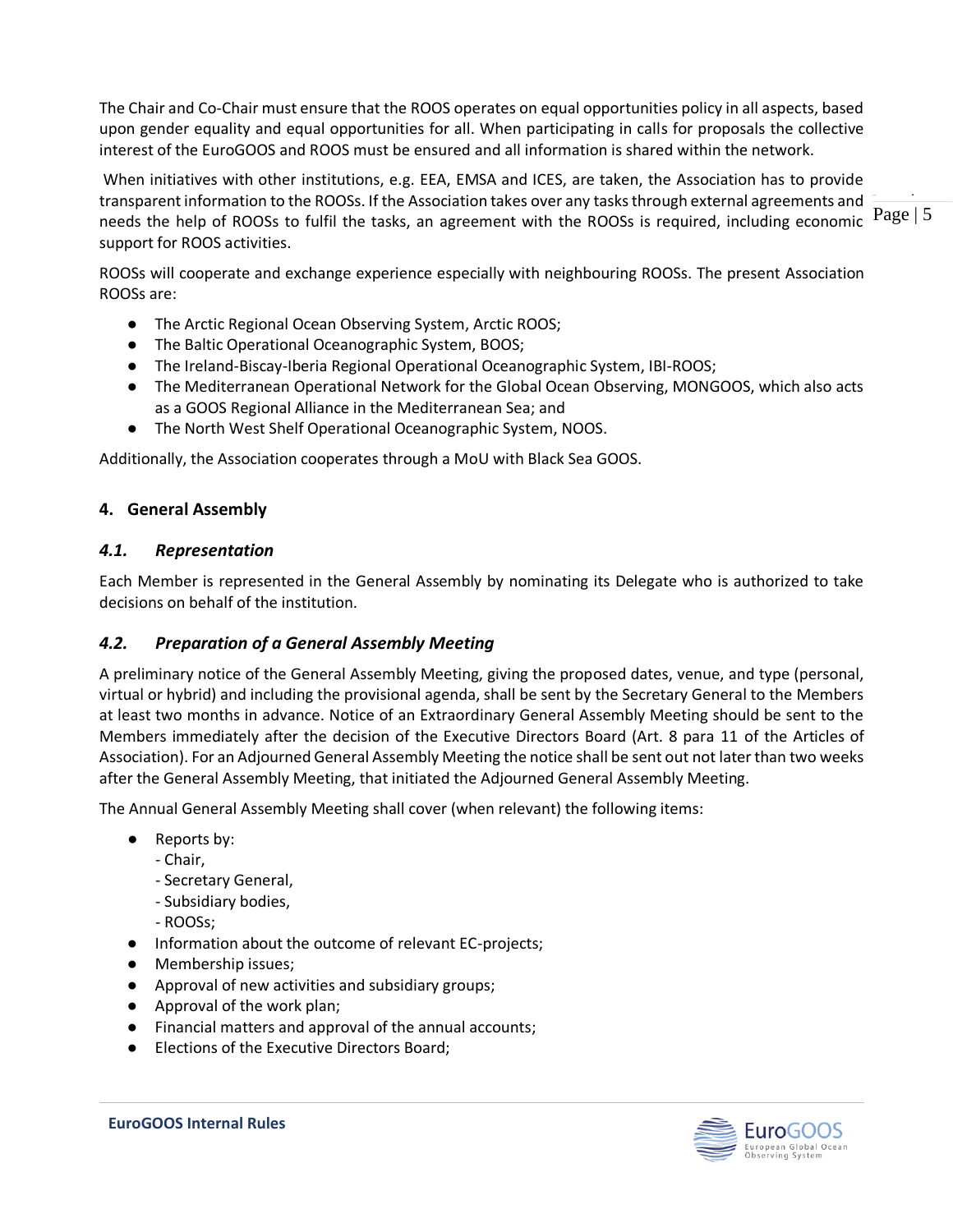The Chair and Co-Chair must ensure that the ROOS operates on equal opportunities policy in all aspects, based upon gender equality and equal opportunities for all. When participating in calls for proposals the collective interest of the EuroGOOS and ROOS must be ensured and all information is shared within the network.

When initiatives with other institutions, e.g. EEA, EMSA and ICES, are taken, the Association has to provide transparent information to the ROOSs. If the Association takes over any tasks through external agreements and needs the help of ROOSs to fulfil the tasks, an agreement with the ROOSs is required, including economic support for ROOS activities.

ROOSs will cooperate and exchange experience especially with neighbouring ROOSs. The present Association ROOSs are:

- The Arctic Regional Ocean Observing System, Arctic ROOS;
- The Baltic Operational Oceanographic System, BOOS;
- The Ireland-Biscay-Iberia Regional Operational Oceanographic System, IBI-ROOS;
- The Mediterranean Operational Network for the Global Ocean Observing, MONGOOS, which also acts as a GOOS Regional Alliance in the Mediterranean Sea; and
- The North West Shelf Operational Oceanographic System, NOOS.

Additionally, the Association cooperates through a MoU with Black Sea GOOS.

## 4. General Assembly

### *4.1. Representation*

Each Member is represented in the General Assembly by nominating its Delegate who is authorized to take decisions on behalf of the institution.

### *4.2. Preparation of a General Assembly Meeting*

A preliminary notice of the General Assembly Meeting, giving the proposed dates, venue, and type (personal, virtual or hybrid) and including the provisional agenda, shall be sent by the Secretary General to the Members at least two months in advance. Notice of an Extraordinary General Assembly Meeting should be sent to the Members immediately after the decision of the Executive Directors Board (Art. 8 para 11 of the Articles of Association). For an Adjourned General Assembly Meeting the notice shall be sent out not later than two weeks after the General Assembly Meeting, that initiated the Adjourned General Assembly Meeting.

The Annual General Assembly Meeting shall cover (when relevant) the following items:

- Reports by:
  - Chair,
  - Secretary General,
  - Subsidiary bodies,
  - ROOSs;
- Information about the outcome of relevant EC-projects;
- Membership issues;
- Approval of new activities and subsidiary groups;
- Approval of the work plan;
- Financial matters and approval of the annual accounts;
- Elections of the Executive Directors Board;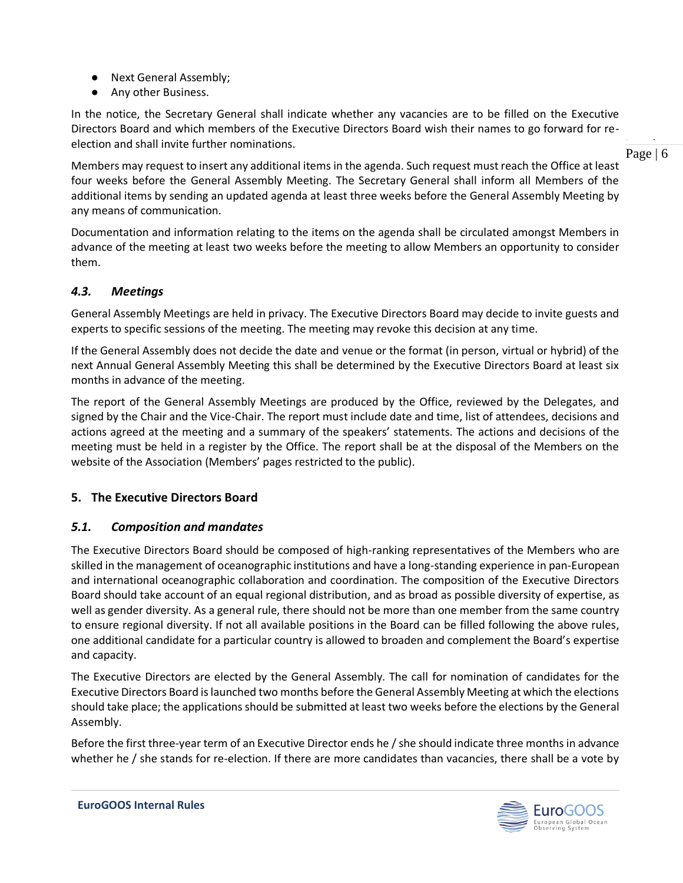- Next General Assembly;
- Any other Business.

In the notice, the Secretary General shall indicate whether any vacancies are to be filled on the Executive Directors Board and which members of the Executive Directors Board wish their names to go forward for re-election and shall invite further nominations.

Members may request to insert any additional items in the agenda. Such request must reach the Office at least four weeks before the General Assembly Meeting. The Secretary General shall inform all Members of the additional items by sending an updated agenda at least three weeks before the General Assembly Meeting by any means of communication.

Documentation and information relating to the items on the agenda shall be circulated amongst Members in advance of the meeting at least two weeks before the meeting to allow Members an opportunity to consider them.

### *4.3. Meetings*

General Assembly Meetings are held in privacy. The Executive Directors Board may decide to invite guests and experts to specific sessions of the meeting. The meeting may revoke this decision at any time.

If the General Assembly does not decide the date and venue or the format (in person, virtual or hybrid) of the next Annual General Assembly Meeting this shall be determined by the Executive Directors Board at least six months in advance of the meeting.

The report of the General Assembly Meetings are produced by the Office, reviewed by the Delegates, and signed by the Chair and the Vice-Chair. The report must include date and time, list of attendees, decisions and actions agreed at the meeting and a summary of the speakers' statements. The actions and decisions of the meeting must be held in a register by the Office. The report shall be at the disposal of the Members on the website of the Association (Members' pages restricted to the public).

## 5. The Executive Directors Board

### *5.1. Composition and mandates*

The Executive Directors Board should be composed of high-ranking representatives of the Members who are skilled in the management of oceanographic institutions and have a long-standing experience in pan-European and international oceanographic collaboration and coordination. The composition of the Executive Directors Board should take account of an equal regional distribution, and as broad as possible diversity of expertise, as well as gender diversity. As a general rule, there should not be more than one member from the same country to ensure regional diversity. If not all available positions in the Board can be filled following the above rules, one additional candidate for a particular country is allowed to broaden and complement the Board's expertise and capacity.

The Executive Directors are elected by the General Assembly. The call for nomination of candidates for the Executive Directors Board is launched two months before the General Assembly Meeting at which the elections should take place; the applications should be submitted at least two weeks before the elections by the General Assembly.

Before the first three-year term of an Executive Director ends he / she should indicate three months in advance whether he / she stands for re-election. If there are more candidates than vacancies, there shall be a vote by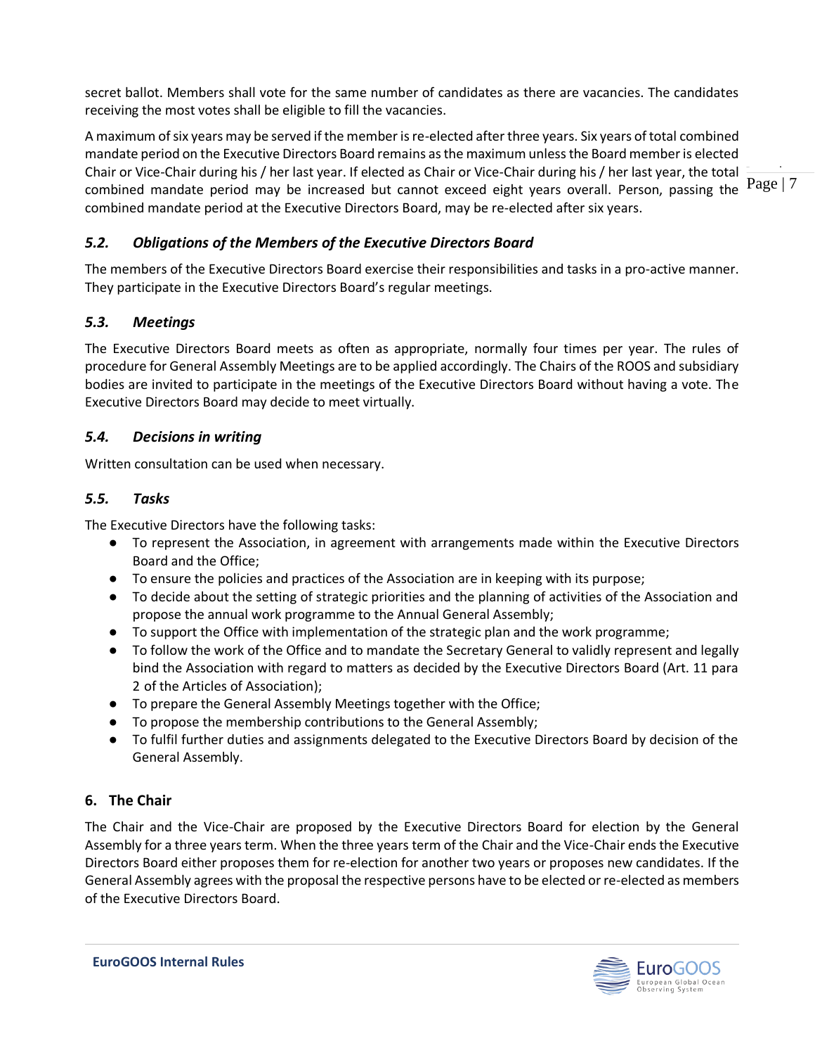secret ballot. Members shall vote for the same number of candidates as there are vacancies. The candidates receiving the most votes shall be eligible to fill the vacancies.

A maximum of six years may be served if the member is re-elected after three years. Six years of total combined mandate period on the Executive Directors Board remains as the maximum unless the Board member is elected Chair or Vice-Chair during his / her last year. If elected as Chair or Vice-Chair during his / her last year, the total combined mandate period may be increased but cannot exceed eight years overall. Person, passing the combined mandate period at the Executive Directors Board, may be re-elected after six years.

### *5.2. Obligations of the Members of the Executive Directors Board*

The members of the Executive Directors Board exercise their responsibilities and tasks in a pro-active manner. They participate in the Executive Directors Board's regular meetings.

### *5.3. Meetings*

The Executive Directors Board meets as often as appropriate, normally four times per year. The rules of procedure for General Assembly Meetings are to be applied accordingly. The Chairs of the ROOS and subsidiary bodies are invited to participate in the meetings of the Executive Directors Board without having a vote. The Executive Directors Board may decide to meet virtually.

### *5.4. Decisions in writing*

Written consultation can be used when necessary.

### *5.5. Tasks*

The Executive Directors have the following tasks:

- To represent the Association, in agreement with arrangements made within the Executive Directors Board and the Office;
- To ensure the policies and practices of the Association are in keeping with its purpose;
- To decide about the setting of strategic priorities and the planning of activities of the Association and propose the annual work programme to the Annual General Assembly;
- To support the Office with implementation of the strategic plan and the work programme;
- To follow the work of the Office and to mandate the Secretary General to validly represent and legally bind the Association with regard to matters as decided by the Executive Directors Board (Art. 11 para 2 of the Articles of Association);
- To prepare the General Assembly Meetings together with the Office;
- To propose the membership contributions to the General Assembly;
- To fulfil further duties and assignments delegated to the Executive Directors Board by decision of the General Assembly.

## 6. The Chair

The Chair and the Vice-Chair are proposed by the Executive Directors Board for election by the General Assembly for a three years term. When the three years term of the Chair and the Vice-Chair ends the Executive Directors Board either proposes them for re-election for another two years or proposes new candidates. If the General Assembly agrees with the proposal the respective persons have to be elected or re-elected as members of the Executive Directors Board.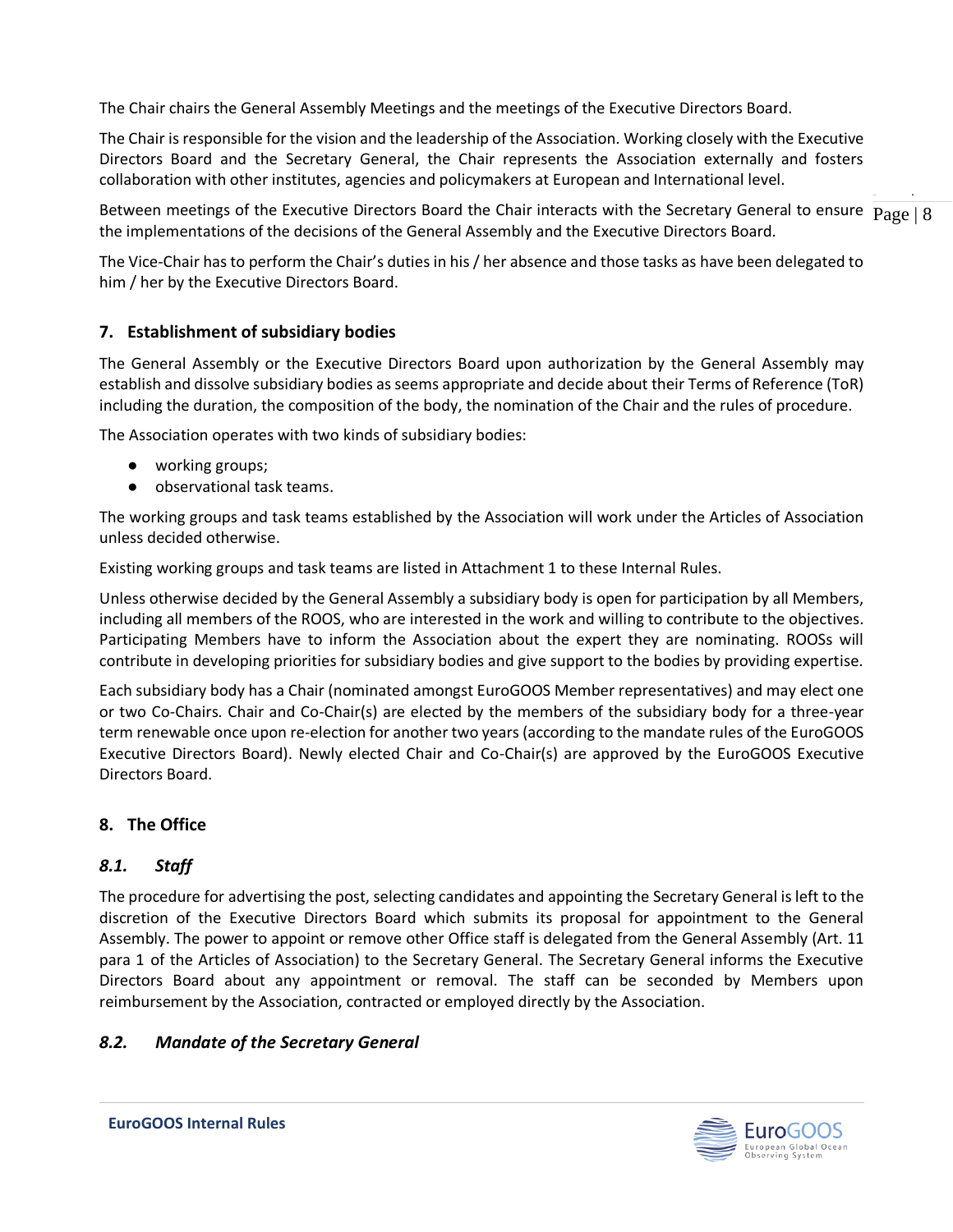The Chair chairs the General Assembly Meetings and the meetings of the Executive Directors Board.

The Chair is responsible for the vision and the leadership of the Association. Working closely with the Executive Directors Board and the Secretary General, the Chair represents the Association externally and fosters collaboration with other institutes, agencies and policymakers at European and International level.

Between meetings of the Executive Directors Board the Chair interacts with the Secretary General to ensure the implementations of the decisions of the General Assembly and the Executive Directors Board.

The Vice-Chair has to perform the Chair's duties in his / her absence and those tasks as have been delegated to him / her by the Executive Directors Board.

## 7. Establishment of subsidiary bodies

The General Assembly or the Executive Directors Board upon authorization by the General Assembly may establish and dissolve subsidiary bodies as seems appropriate and decide about their Terms of Reference (ToR) including the duration, the composition of the body, the nomination of the Chair and the rules of procedure.

The Association operates with two kinds of subsidiary bodies:

- working groups;
- observational task teams.

The working groups and task teams established by the Association will work under the Articles of Association unless decided otherwise.

Existing working groups and task teams are listed in Attachment 1 to these Internal Rules.

Unless otherwise decided by the General Assembly a subsidiary body is open for participation by all Members, including all members of the ROOS, who are interested in the work and willing to contribute to the objectives. Participating Members have to inform the Association about the expert they are nominating. ROOSs will contribute in developing priorities for subsidiary bodies and give support to the bodies by providing expertise.

Each subsidiary body has a Chair (nominated amongst EuroGOOS Member representatives) and may elect one or two Co-Chairs. Chair and Co-Chair(s) are elected by the members of the subsidiary body for a three-year term renewable once upon re-election for another two years (according to the mandate rules of the EuroGOOS Executive Directors Board). Newly elected Chair and Co-Chair(s) are approved by the EuroGOOS Executive Directors Board.

## 8. The Office

### *8.1. Staff*

The procedure for advertising the post, selecting candidates and appointing the Secretary General is left to the discretion of the Executive Directors Board which submits its proposal for appointment to the General Assembly. The power to appoint or remove other Office staff is delegated from the General Assembly (Art. 11 para 1 of the Articles of Association) to the Secretary General. The Secretary General informs the Executive Directors Board about any appointment or removal. The staff can be seconded by Members upon reimbursement by the Association, contracted or employed directly by the Association.

### *8.2. Mandate of the Secretary General*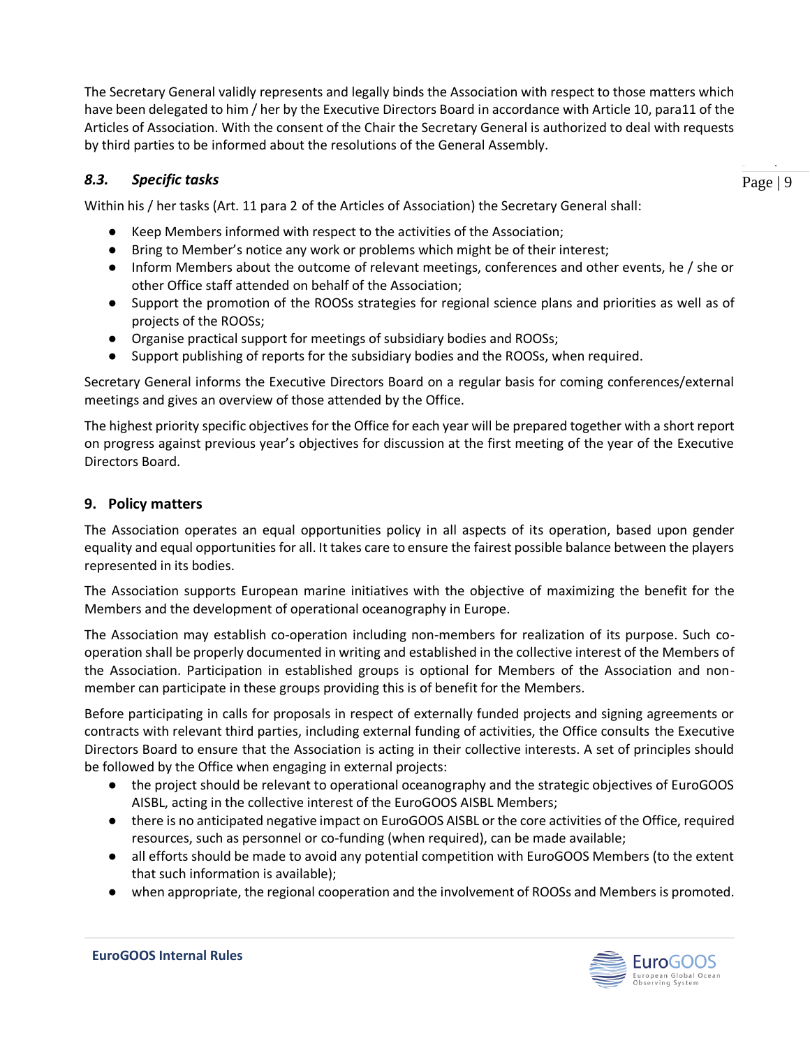The Secretary General validly represents and legally binds the Association with respect to those matters which have been delegated to him / her by the Executive Directors Board in accordance with Article 10, para11 of the Articles of Association. With the consent of the Chair the Secretary General is authorized to deal with requests by third parties to be informed about the resolutions of the General Assembly.

### *8.3. Specific tasks*

Within his / her tasks (Art. 11 para 2 of the Articles of Association) the Secretary General shall:

- Keep Members informed with respect to the activities of the Association;
- Bring to Member's notice any work or problems which might be of their interest;
- Inform Members about the outcome of relevant meetings, conferences and other events, he / she or other Office staff attended on behalf of the Association;
- Support the promotion of the ROOSs strategies for regional science plans and priorities as well as of projects of the ROOSs;
- Organise practical support for meetings of subsidiary bodies and ROOSs;
- Support publishing of reports for the subsidiary bodies and the ROOSs, when required.

Secretary General informs the Executive Directors Board on a regular basis for coming conferences/external meetings and gives an overview of those attended by the Office.

The highest priority specific objectives for the Office for each year will be prepared together with a short report on progress against previous year's objectives for discussion at the first meeting of the year of the Executive Directors Board.

## 9. Policy matters

The Association operates an equal opportunities policy in all aspects of its operation, based upon gender equality and equal opportunities for all. It takes care to ensure the fairest possible balance between the players represented in its bodies.

The Association supports European marine initiatives with the objective of maximizing the benefit for the Members and the development of operational oceanography in Europe.

The Association may establish co-operation including non-members for realization of its purpose. Such co-operation shall be properly documented in writing and established in the collective interest of the Members of the Association. Participation in established groups is optional for Members of the Association and non-member can participate in these groups providing this is of benefit for the Members.

Before participating in calls for proposals in respect of externally funded projects and signing agreements or contracts with relevant third parties, including external funding of activities, the Office consults the Executive Directors Board to ensure that the Association is acting in their collective interests. A set of principles should be followed by the Office when engaging in external projects:

- the project should be relevant to operational oceanography and the strategic objectives of EuroGOOS AISBL, acting in the collective interest of the EuroGOOS AISBL Members;
- there is no anticipated negative impact on EuroGOOS AISBL or the core activities of the Office, required resources, such as personnel or co-funding (when required), can be made available;
- all efforts should be made to avoid any potential competition with EuroGOOS Members (to the extent that such information is available);
- when appropriate, the regional cooperation and the involvement of ROOSs and Members is promoted.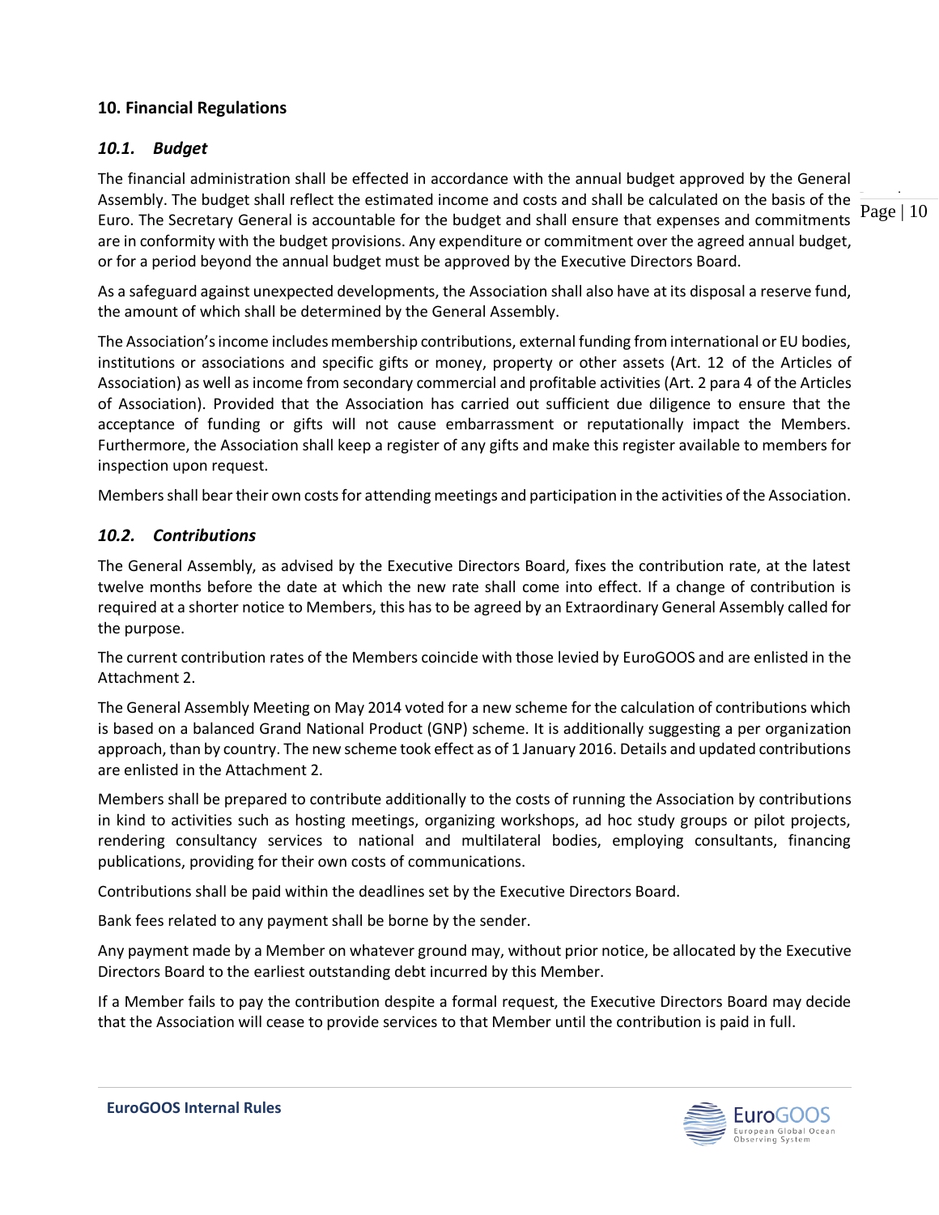## 10. Financial Regulations

### *10.1. Budget*

The financial administration shall be effected in accordance with the annual budget approved by the General Assembly. The budget shall reflect the estimated income and costs and shall be calculated on the basis of the Euro. The Secretary General is accountable for the budget and shall ensure that expenses and commitments are in conformity with the budget provisions. Any expenditure or commitment over the agreed annual budget, or for a period beyond the annual budget must be approved by the Executive Directors Board.

As a safeguard against unexpected developments, the Association shall also have at its disposal a reserve fund, the amount of which shall be determined by the General Assembly.

The Association's income includes membership contributions, external funding from international or EU bodies, institutions or associations and specific gifts or money, property or other assets (Art. 12 of the Articles of Association) as well as income from secondary commercial and profitable activities (Art. 2 para 4 of the Articles of Association). Provided that the Association has carried out sufficient due diligence to ensure that the acceptance of funding or gifts will not cause embarrassment or reputationally impact the Members. Furthermore, the Association shall keep a register of any gifts and make this register available to members for inspection upon request.

Members shall bear their own costs for attending meetings and participation in the activities of the Association.

### *10.2. Contributions*

The General Assembly, as advised by the Executive Directors Board, fixes the contribution rate, at the latest twelve months before the date at which the new rate shall come into effect. If a change of contribution is required at a shorter notice to Members, this has to be agreed by an Extraordinary General Assembly called for the purpose.

The current contribution rates of the Members coincide with those levied by EuroGOOS and are enlisted in the Attachment 2.

The General Assembly Meeting on May 2014 voted for a new scheme for the calculation of contributions which is based on a balanced Grand National Product (GNP) scheme. It is additionally suggesting a per organization approach, than by country. The new scheme took effect as of 1 January 2016. Details and updated contributions are enlisted in the Attachment 2.

Members shall be prepared to contribute additionally to the costs of running the Association by contributions in kind to activities such as hosting meetings, organizing workshops, ad hoc study groups or pilot projects, rendering consultancy services to national and multilateral bodies, employing consultants, financing publications, providing for their own costs of communications.

Contributions shall be paid within the deadlines set by the Executive Directors Board.

Bank fees related to any payment shall be borne by the sender.

Any payment made by a Member on whatever ground may, without prior notice, be allocated by the Executive Directors Board to the earliest outstanding debt incurred by this Member.

If a Member fails to pay the contribution despite a formal request, the Executive Directors Board may decide that the Association will cease to provide services to that Member until the contribution is paid in full.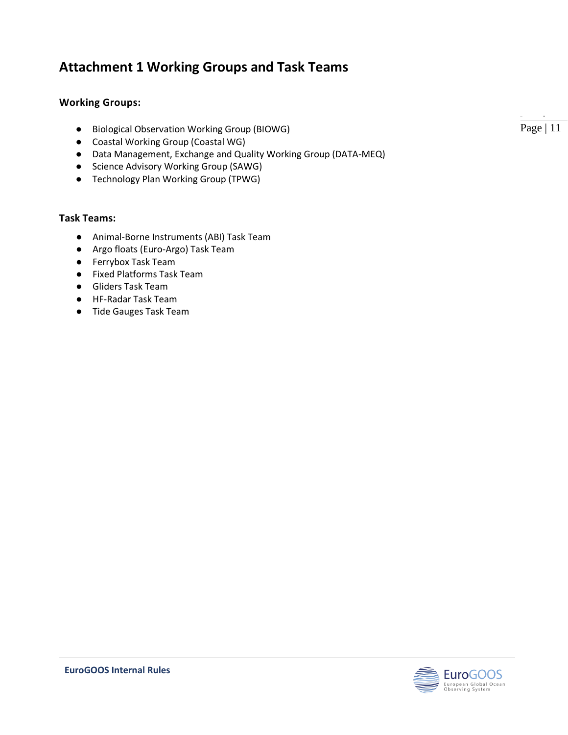# Attachment 1 Working Groups and Task Teams

**Working Groups:**

- Biological Observation Working Group (BIOWG)
- Coastal Working Group (Coastal WG)
- Data Management, Exchange and Quality Working Group (DATA-MEQ)
- Science Advisory Working Group (SAWG)
- Technology Plan Working Group (TPWG)

**Task Teams:**

- Animal-Borne Instruments (ABI) Task Team
- Argo floats (Euro-Argo) Task Team
- Ferrybox Task Team
- Fixed Platforms Task Team
- Gliders Task Team
- HF-Radar Task Team
- Tide Gauges Task Team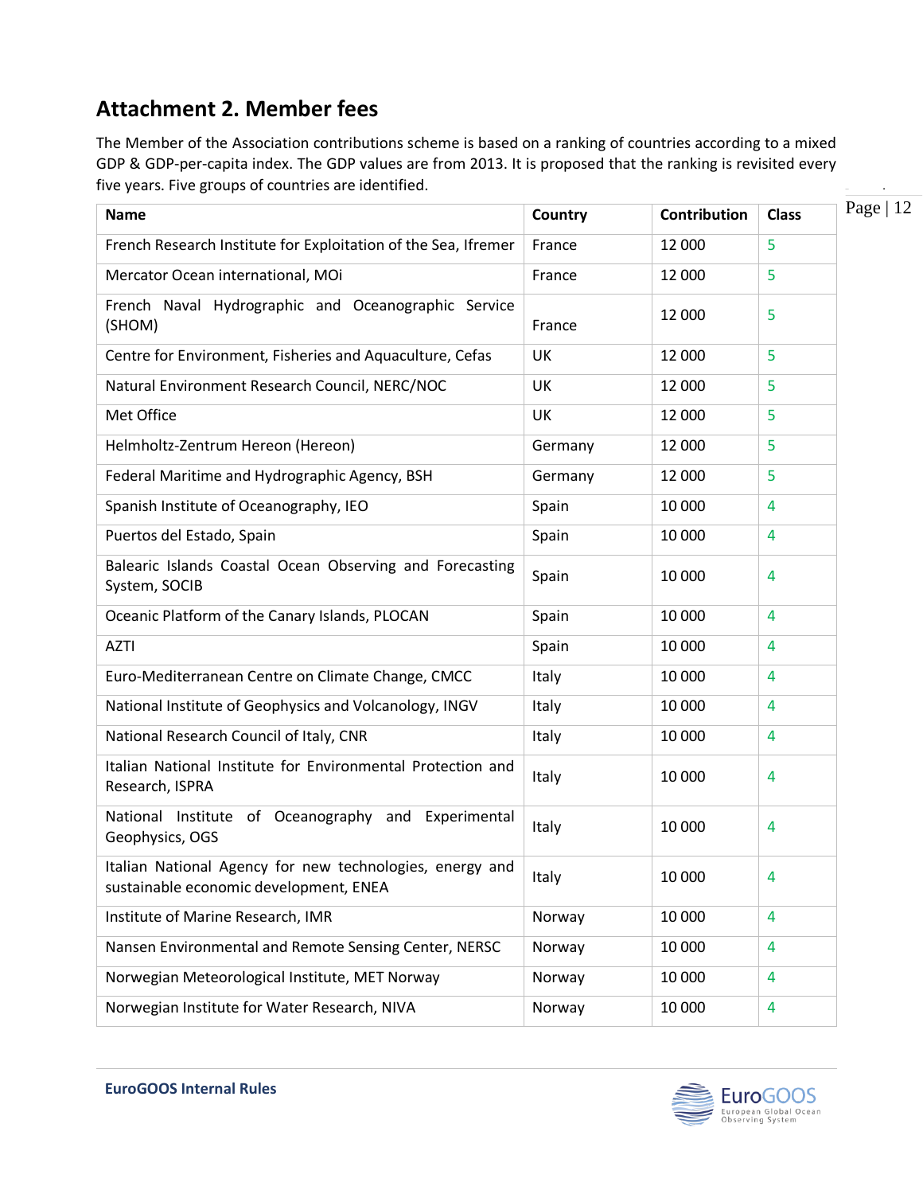## Attachment 2. Member fees

The Member of the Association contributions scheme is based on a ranking of countries according to a mixed GDP & GDP-per-capita index. The GDP values are from 2013. It is proposed that the ranking is revisited every five years. Five groups of countries are identified.

| Name | Country | Contribution | Class |
|---|---|---|---|
| French Research Institute for Exploitation of the Sea, Ifremer | France | 12 000 | 5 |
| Mercator Ocean international, MOi | France | 12 000 | 5 |
| French Naval Hydrographic and Oceanographic Service (SHOM) | France | 12 000 | 5 |
| Centre for Environment, Fisheries and Aquaculture, Cefas | UK | 12 000 | 5 |
| Natural Environment Research Council, NERC/NOC | UK | 12 000 | 5 |
| Met Office | UK | 12 000 | 5 |
| Helmholtz-Zentrum Hereon (Hereon) | Germany | 12 000 | 5 |
| Federal Maritime and Hydrographic Agency, BSH | Germany | 12 000 | 5 |
| Spanish Institute of Oceanography, IEO | Spain | 10 000 | 4 |
| Puertos del Estado, Spain | Spain | 10 000 | 4 |
| Balearic Islands Coastal Ocean Observing and Forecasting System, SOCIB | Spain | 10 000 | 4 |
| Oceanic Platform of the Canary Islands, PLOCAN | Spain | 10 000 | 4 |
| AZTI | Spain | 10 000 | 4 |
| Euro-Mediterranean Centre on Climate Change, CMCC | Italy | 10 000 | 4 |
| National Institute of Geophysics and Volcanology, INGV | Italy | 10 000 | 4 |
| National Research Council of Italy, CNR | Italy | 10 000 | 4 |
| Italian National Institute for Environmental Protection and Research, ISPRA | Italy | 10 000 | 4 |
| National Institute of Oceanography and Experimental Geophysics, OGS | Italy | 10 000 | 4 |
| Italian National Agency for new technologies, energy and sustainable economic development, ENEA | Italy | 10 000 | 4 |
| Institute of Marine Research, IMR | Norway | 10 000 | 4 |
| Nansen Environmental and Remote Sensing Center, NERSC | Norway | 10 000 | 4 |
| Norwegian Meteorological Institute, MET Norway | Norway | 10 000 | 4 |
| Norwegian Institute for Water Research, NIVA | Norway | 10 000 | 4 |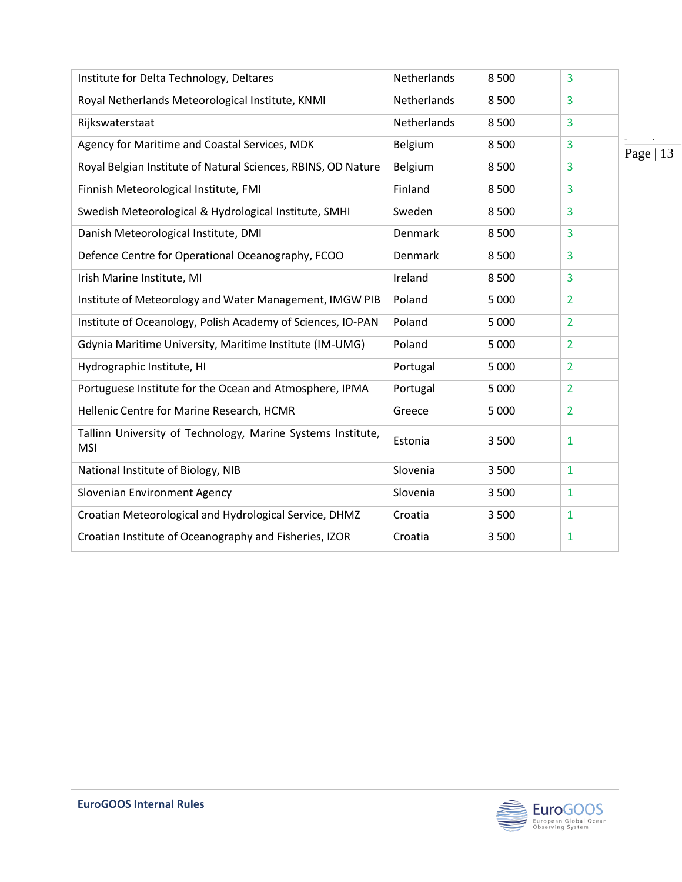| | | | |
|---|---|---|---|
| Institute for Delta Technology, Deltares | Netherlands | 8 500 | 3 |
| Royal Netherlands Meteorological Institute, KNMI | Netherlands | 8 500 | 3 |
| Rijkswaterstaat | Netherlands | 8 500 | 3 |
| Agency for Maritime and Coastal Services, MDK | Belgium | 8 500 | 3 |
| Royal Belgian Institute of Natural Sciences, RBINS, OD Nature | Belgium | 8 500 | 3 |
| Finnish Meteorological Institute, FMI | Finland | 8 500 | 3 |
| Swedish Meteorological & Hydrological Institute, SMHI | Sweden | 8 500 | 3 |
| Danish Meteorological Institute, DMI | Denmark | 8 500 | 3 |
| Defence Centre for Operational Oceanography, FCOO | Denmark | 8 500 | 3 |
| Irish Marine Institute, MI | Ireland | 8 500 | 3 |
| Institute of Meteorology and Water Management, IMGW PIB | Poland | 5 000 | 2 |
| Institute of Oceanology, Polish Academy of Sciences, IO-PAN | Poland | 5 000 | 2 |
| Gdynia Maritime University, Maritime Institute (IM-UMG) | Poland | 5 000 | 2 |
| Hydrographic Institute, HI | Portugal | 5 000 | 2 |
| Portuguese Institute for the Ocean and Atmosphere, IPMA | Portugal | 5 000 | 2 |
| Hellenic Centre for Marine Research, HCMR | Greece | 5 000 | 2 |
| Tallinn University of Technology, Marine Systems Institute, MSI | Estonia | 3 500 | 1 |
| National Institute of Biology, NIB | Slovenia | 3 500 | 1 |
| Slovenian Environment Agency | Slovenia | 3 500 | 1 |
| Croatian Meteorological and Hydrological Service, DHMZ | Croatia | 3 500 | 1 |
| Croatian Institute of Oceanography and Fisheries, IZOR | Croatia | 3 500 | 1 |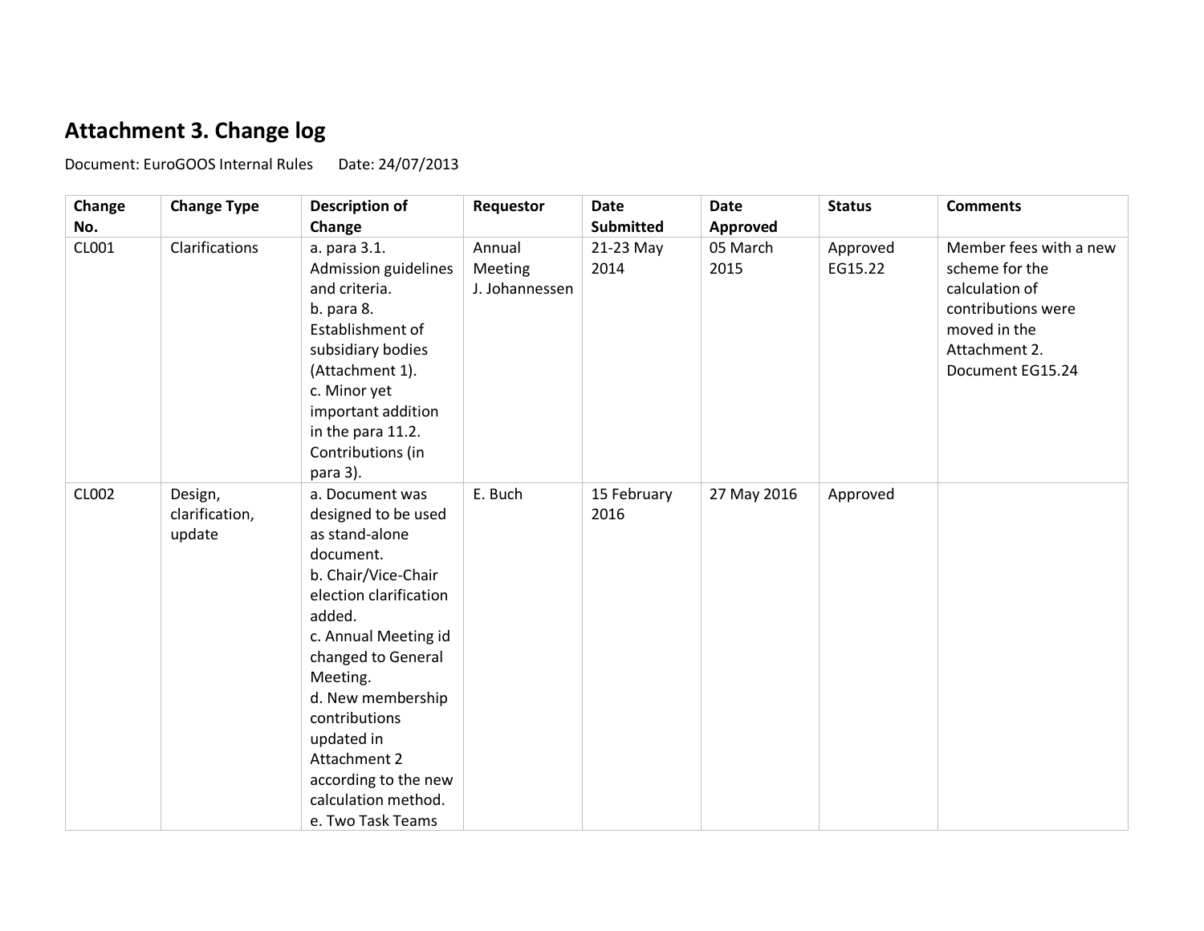## Attachment 3. Change log

Document: EuroGOOS Internal Rules Date: 24/07/2013

| Change No. | Change Type | Description of Change | Requestor | Date Submitted | Date Approved | Status | Comments |
|---|---|---|---|---|---|---|---|
| CL001 | Clarifications | a. para 3.1. Admission guidelines and criteria.<br>b. para 8. Establishment of subsidiary bodies (Attachment 1).<br>c. Minor yet important addition in the para 11.2. Contributions (in para 3). | Annual Meeting J. Johannessen | 21-23 May 2014 | 05 March 2015 | Approved EG15.22 | Member fees with a new scheme for the calculation of contributions were moved in the Attachment 2. Document EG15.24 |
| CL002 | Design, clarification, update | a. Document was designed to be used as stand-alone document.<br>b. Chair/Vice-Chair election clarification added.<br>c. Annual Meeting id changed to General Meeting.<br>d. New membership contributions updated in Attachment 2 according to the new calculation method.<br>e. Two Task Teams | E. Buch | 15 February 2016 | 27 May 2016 | Approved | |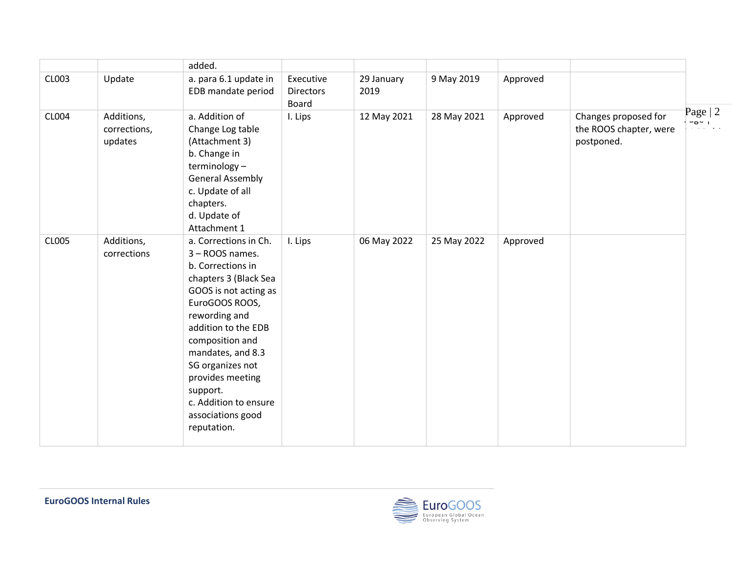| | | | | | | | |
|---|---|---|---|---|---|---|---|
| | | added. | | | | | |
| CL003 | Update | a. para 6.1 update in EDB mandate period | Executive Directors Board | 29 January 2019 | 9 May 2019 | Approved | |
| CL004 | Additions, corrections, updates | a. Addition of Change Log table (Attachment 3)<br>b. Change in terminology – General Assembly<br>c. Update of all chapters.<br>d. Update of Attachment 1 | I. Lips | 12 May 2021 | 28 May 2021 | Approved | Changes proposed for the ROOS chapter, were postponed. |
| CL005 | Additions, corrections | a. Corrections in Ch. 3 – ROOS names.<br>b. Corrections in chapters 3 (Black Sea GOOS is not acting as EuroGOOS ROOS, rewording and addition to the EDB composition and mandates, and 8.3 SG organizes not provides meeting support.<br>c. Addition to ensure associations good reputation. | I. Lips | 06 May 2022 | 25 May 2022 | Approved | |